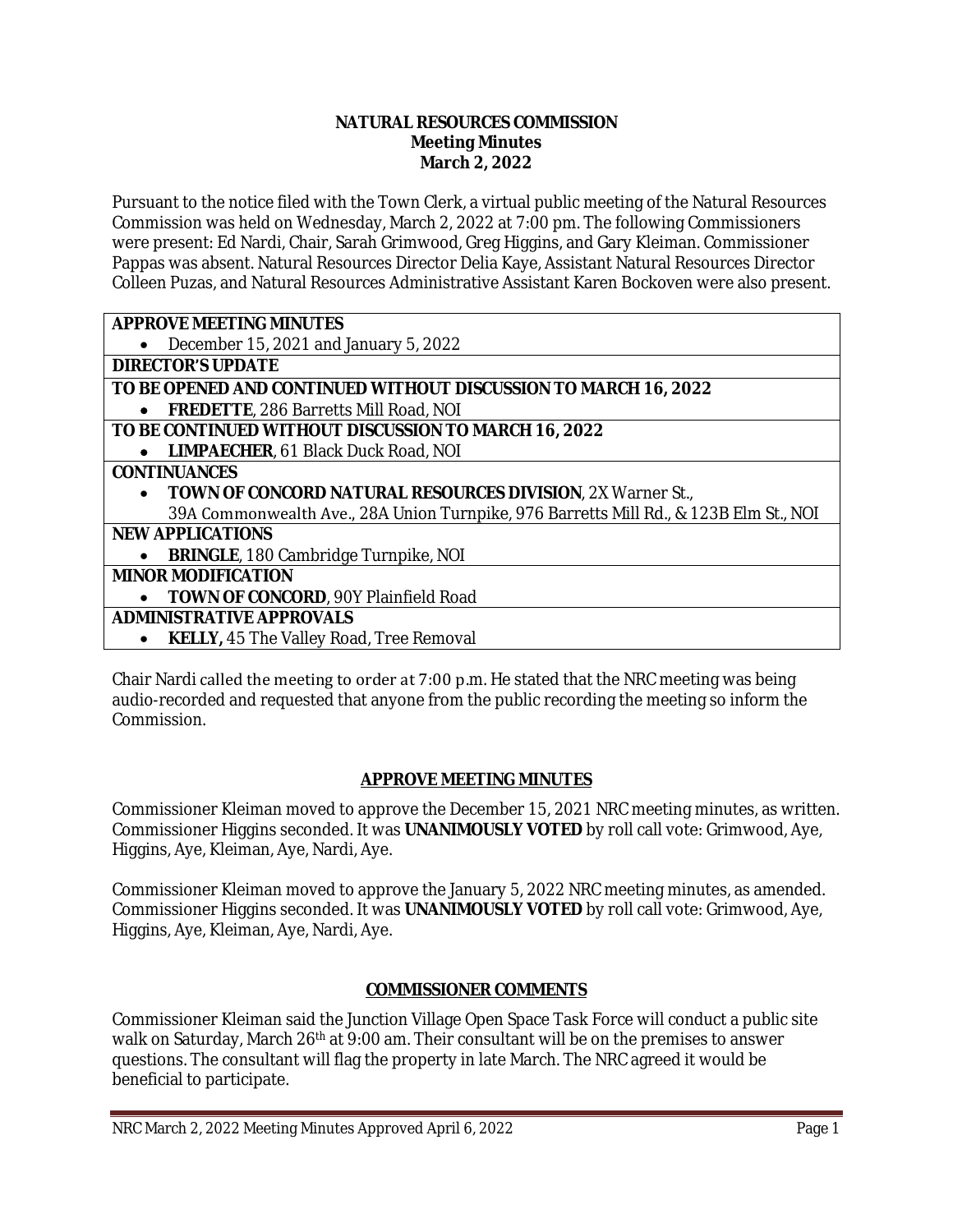# NATURAL RESOURCES COMMISSION
## Meeting Minutes
## March 2, 2022

Pursuant to the notice filed with the Town Clerk, a virtual public meeting of the Natural Resources Commission was held on Wednesday, March 2, 2022 at 7:00 pm. The following Commissioners were present: Ed Nardi, Chair, Sarah Grimwood, Greg Higgins, and Gary Kleiman. Commissioner Pappas was absent. Natural Resources Director Delia Kaye, Assistant Natural Resources Director Colleen Puzas, and Natural Resources Administrative Assistant Karen Bockoven were also present.

| **APPROVE MEETING MINUTES** |
|---|
| • December 15, 2021 and January 5, 2022 |
| **DIRECTOR'S UPDATE** |
| **TO BE OPENED AND CONTINUED WITHOUT DISCUSSION TO MARCH 16, 2022** |
| • **FREDETTE**, 286 Barretts Mill Road, NOI |
| **TO BE CONTINUED WITHOUT DISCUSSION TO MARCH 16, 2022** |
| • **LIMPAECHER**, 61 Black Duck Road, NOI |
| **CONTINUANCES** |
| • **TOWN OF CONCORD NATURAL RESOURCES DIVISION**, 2X Warner St., 39A Commonwealth Ave., 28A Union Turnpike, 976 Barretts Mill Rd., & 123B Elm St., NOI |
| **NEW APPLICATIONS** |
| • **BRINGLE**, 180 Cambridge Turnpike, NOI |
| **MINOR MODIFICATION** |
| • **TOWN OF CONCORD**, 90Y Plainfield Road |
| **ADMINISTRATIVE APPROVALS** |
| • **KELLY,** 45 The Valley Road, Tree Removal |

Chair Nardi called the meeting to order at 7:00 p.m. He stated that the NRC meeting was being audio-recorded and requested that anyone from the public recording the meeting so inform the Commission.

## APPROVE MEETING MINUTES

Commissioner Kleiman moved to approve the December 15, 2021 NRC meeting minutes, as written. Commissioner Higgins seconded. It was **UNANIMOUSLY VOTED** by roll call vote: Grimwood, Aye, Higgins, Aye, Kleiman, Aye, Nardi, Aye.

Commissioner Kleiman moved to approve the January 5, 2022 NRC meeting minutes, as amended. Commissioner Higgins seconded. It was **UNANIMOUSLY VOTED** by roll call vote: Grimwood, Aye, Higgins, Aye, Kleiman, Aye, Nardi, Aye.

## COMMISSIONER COMMENTS

Commissioner Kleiman said the Junction Village Open Space Task Force will conduct a public site walk on Saturday, March 26th at 9:00 am. Their consultant will be on the premises to answer questions. The consultant will flag the property in late March. The NRC agreed it would be beneficial to participate.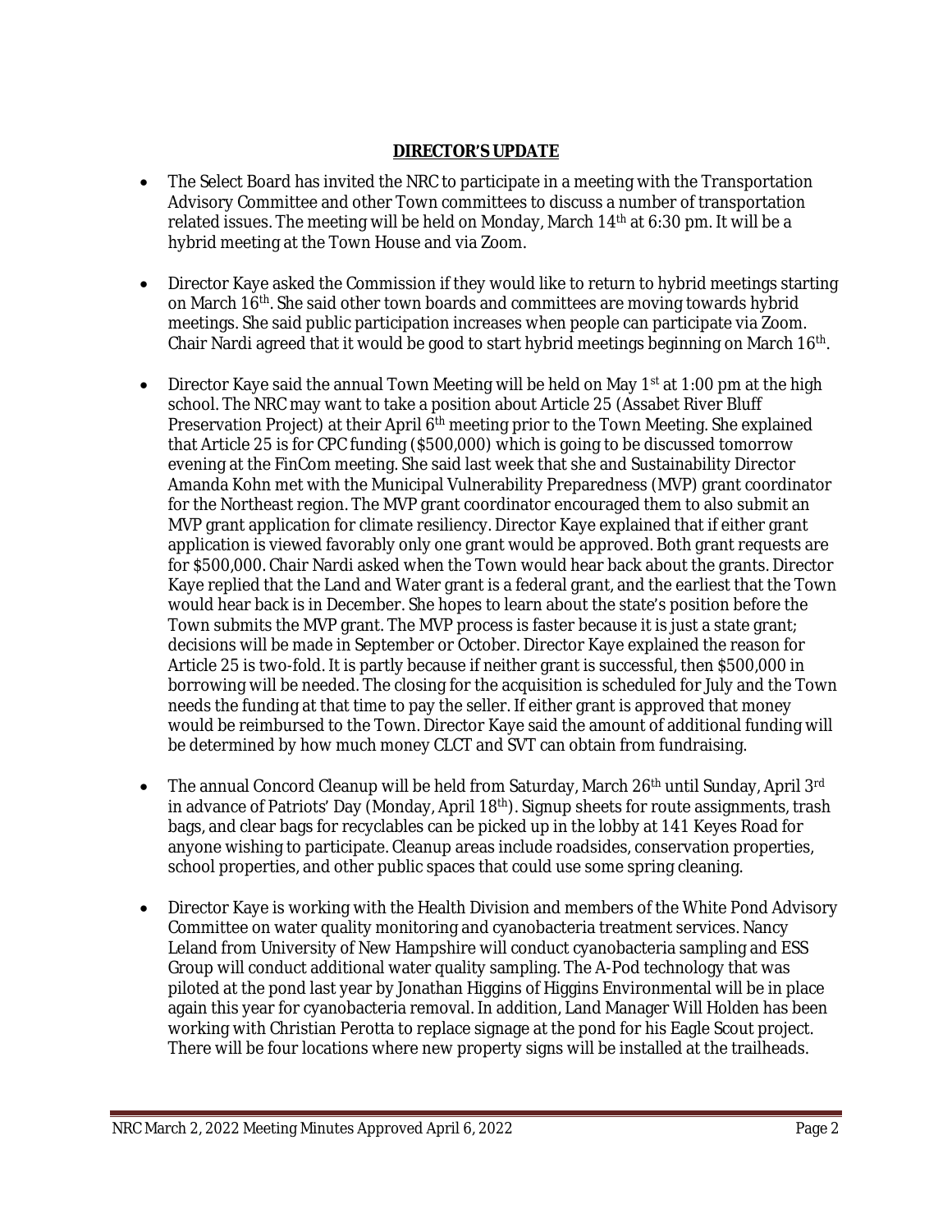## DIRECTOR'S UPDATE

- The Select Board has invited the NRC to participate in a meeting with the Transportation Advisory Committee and other Town committees to discuss a number of transportation related issues. The meeting will be held on Monday, March 14th at 6:30 pm. It will be a hybrid meeting at the Town House and via Zoom.

- Director Kaye asked the Commission if they would like to return to hybrid meetings starting on March 16th. She said other town boards and committees are moving towards hybrid meetings. She said public participation increases when people can participate via Zoom. Chair Nardi agreed that it would be good to start hybrid meetings beginning on March 16th.

- Director Kaye said the annual Town Meeting will be held on May 1st at 1:00 pm at the high school. The NRC may want to take a position about Article 25 (Assabet River Bluff Preservation Project) at their April 6th meeting prior to the Town Meeting. She explained that Article 25 is for CPC funding ($500,000) which is going to be discussed tomorrow evening at the FinCom meeting. She said last week that she and Sustainability Director Amanda Kohn met with the Municipal Vulnerability Preparedness (MVP) grant coordinator for the Northeast region. The MVP grant coordinator encouraged them to also submit an MVP grant application for climate resiliency. Director Kaye explained that if either grant application is viewed favorably only one grant would be approved. Both grant requests are for $500,000. Chair Nardi asked when the Town would hear back about the grants. Director Kaye replied that the Land and Water grant is a federal grant, and the earliest that the Town would hear back is in December. She hopes to learn about the state's position before the Town submits the MVP grant. The MVP process is faster because it is just a state grant; decisions will be made in September or October. Director Kaye explained the reason for Article 25 is two-fold. It is partly because if neither grant is successful, then $500,000 in borrowing will be needed. The closing for the acquisition is scheduled for July and the Town needs the funding at that time to pay the seller. If either grant is approved that money would be reimbursed to the Town. Director Kaye said the amount of additional funding will be determined by how much money CLCT and SVT can obtain from fundraising.

- The annual Concord Cleanup will be held from Saturday, March 26th until Sunday, April 3rd in advance of Patriots' Day (Monday, April 18th). Signup sheets for route assignments, trash bags, and clear bags for recyclables can be picked up in the lobby at 141 Keyes Road for anyone wishing to participate. Cleanup areas include roadsides, conservation properties, school properties, and other public spaces that could use some spring cleaning.

- Director Kaye is working with the Health Division and members of the White Pond Advisory Committee on water quality monitoring and cyanobacteria treatment services. Nancy Leland from University of New Hampshire will conduct cyanobacteria sampling and ESS Group will conduct additional water quality sampling. The A-Pod technology that was piloted at the pond last year by Jonathan Higgins of Higgins Environmental will be in place again this year for cyanobacteria removal. In addition, Land Manager Will Holden has been working with Christian Perotta to replace signage at the pond for his Eagle Scout project. There will be four locations where new property signs will be installed at the trailheads.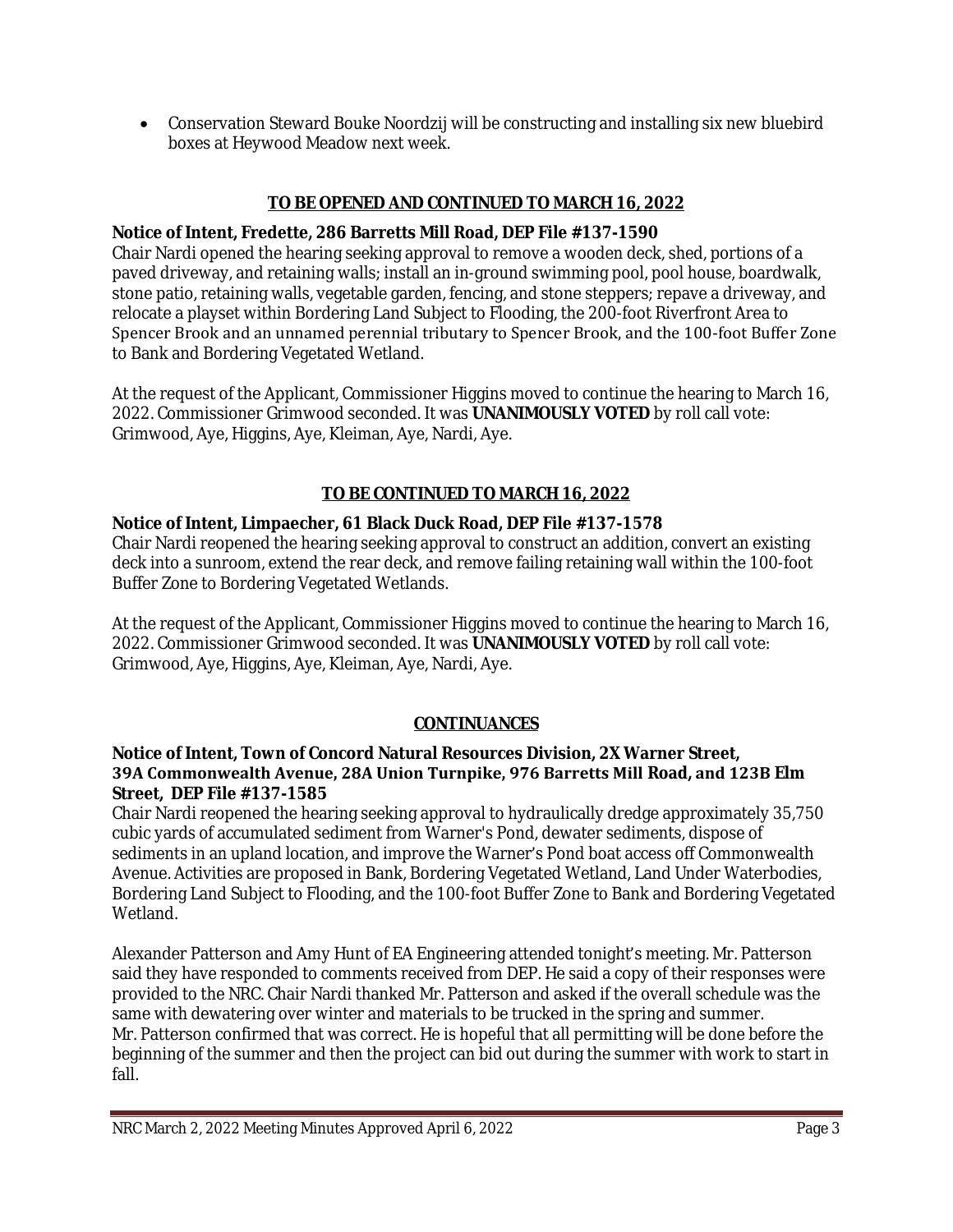- Conservation Steward Bouke Noordzij will be constructing and installing six new bluebird boxes at Heywood Meadow next week.

## TO BE OPENED AND CONTINUED TO MARCH 16, 2022

**Notice of Intent, Fredette, 286 Barretts Mill Road, DEP File #137-1590**

Chair Nardi opened the hearing seeking approval to remove a wooden deck, shed, portions of a paved driveway, and retaining walls; install an in-ground swimming pool, pool house, boardwalk, stone patio, retaining walls, vegetable garden, fencing, and stone steppers; repave a driveway, and relocate a playset within Bordering Land Subject to Flooding, the 200-foot Riverfront Area to Spencer Brook and an unnamed perennial tributary to Spencer Brook, and the 100-foot Buffer Zone to Bank and Bordering Vegetated Wetland.

At the request of the Applicant, Commissioner Higgins moved to continue the hearing to March 16, 2022. Commissioner Grimwood seconded. It was **UNANIMOUSLY VOTED** by roll call vote: Grimwood, Aye, Higgins, Aye, Kleiman, Aye, Nardi, Aye.

## TO BE CONTINUED TO MARCH 16, 2022

**Notice of Intent, Limpaecher, 61 Black Duck Road, DEP File #137-1578**

Chair Nardi reopened the hearing seeking approval to construct an addition, convert an existing deck into a sunroom, extend the rear deck, and remove failing retaining wall within the 100-foot Buffer Zone to Bordering Vegetated Wetlands.

At the request of the Applicant, Commissioner Higgins moved to continue the hearing to March 16, 2022. Commissioner Grimwood seconded. It was **UNANIMOUSLY VOTED** by roll call vote: Grimwood, Aye, Higgins, Aye, Kleiman, Aye, Nardi, Aye.

## CONTINUANCES

**Notice of Intent, Town of Concord Natural Resources Division, 2X Warner Street, 39A Commonwealth Avenue, 28A Union Turnpike, 976 Barretts Mill Road, and 123B Elm Street, DEP File #137-1585**

Chair Nardi reopened the hearing seeking approval to hydraulically dredge approximately 35,750 cubic yards of accumulated sediment from Warner's Pond, dewater sediments, dispose of sediments in an upland location, and improve the Warner's Pond boat access off Commonwealth Avenue. Activities are proposed in Bank, Bordering Vegetated Wetland, Land Under Waterbodies, Bordering Land Subject to Flooding, and the 100-foot Buffer Zone to Bank and Bordering Vegetated Wetland.

Alexander Patterson and Amy Hunt of EA Engineering attended tonight's meeting. Mr. Patterson said they have responded to comments received from DEP. He said a copy of their responses were provided to the NRC. Chair Nardi thanked Mr. Patterson and asked if the overall schedule was the same with dewatering over winter and materials to be trucked in the spring and summer. Mr. Patterson confirmed that was correct. He is hopeful that all permitting will be done before the beginning of the summer and then the project can bid out during the summer with work to start in fall.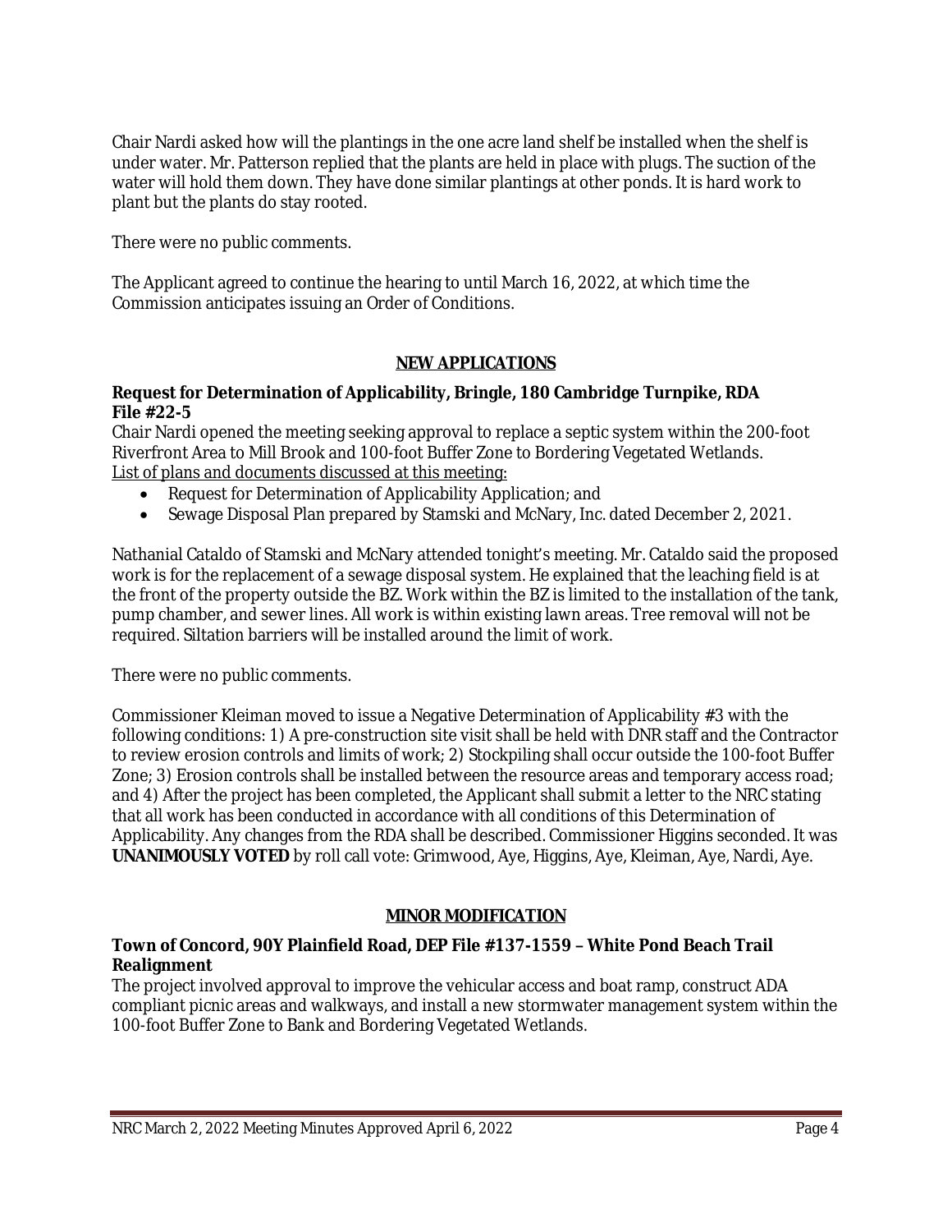Chair Nardi asked how will the plantings in the one acre land shelf be installed when the shelf is under water. Mr. Patterson replied that the plants are held in place with plugs. The suction of the water will hold them down. They have done similar plantings at other ponds. It is hard work to plant but the plants do stay rooted.

There were no public comments.

The Applicant agreed to continue the hearing to until March 16, 2022, at which time the Commission anticipates issuing an Order of Conditions.

## NEW APPLICATIONS

**Request for Determination of Applicability, Bringle, 180 Cambridge Turnpike, RDA File #22-5**

Chair Nardi opened the meeting seeking approval to replace a septic system within the 200-foot Riverfront Area to Mill Brook and 100-foot Buffer Zone to Bordering Vegetated Wetlands.

List of plans and documents discussed at this meeting:

- Request for Determination of Applicability Application; and
- Sewage Disposal Plan prepared by Stamski and McNary, Inc. dated December 2, 2021.

Nathanial Cataldo of Stamski and McNary attended tonight's meeting. Mr. Cataldo said the proposed work is for the replacement of a sewage disposal system. He explained that the leaching field is at the front of the property outside the BZ. Work within the BZ is limited to the installation of the tank, pump chamber, and sewer lines. All work is within existing lawn areas. Tree removal will not be required. Siltation barriers will be installed around the limit of work.

There were no public comments.

Commissioner Kleiman moved to issue a Negative Determination of Applicability #3 with the following conditions: 1) A pre-construction site visit shall be held with DNR staff and the Contractor to review erosion controls and limits of work; 2) Stockpiling shall occur outside the 100-foot Buffer Zone; 3) Erosion controls shall be installed between the resource areas and temporary access road; and 4) After the project has been completed, the Applicant shall submit a letter to the NRC stating that all work has been conducted in accordance with all conditions of this Determination of Applicability. Any changes from the RDA shall be described. Commissioner Higgins seconded. It was **UNANIMOUSLY VOTED** by roll call vote: Grimwood, Aye, Higgins, Aye, Kleiman, Aye, Nardi, Aye.

## MINOR MODIFICATION

**Town of Concord, 90Y Plainfield Road, DEP File #137-1559 – White Pond Beach Trail Realignment**

The project involved approval to improve the vehicular access and boat ramp, construct ADA compliant picnic areas and walkways, and install a new stormwater management system within the 100-foot Buffer Zone to Bank and Bordering Vegetated Wetlands.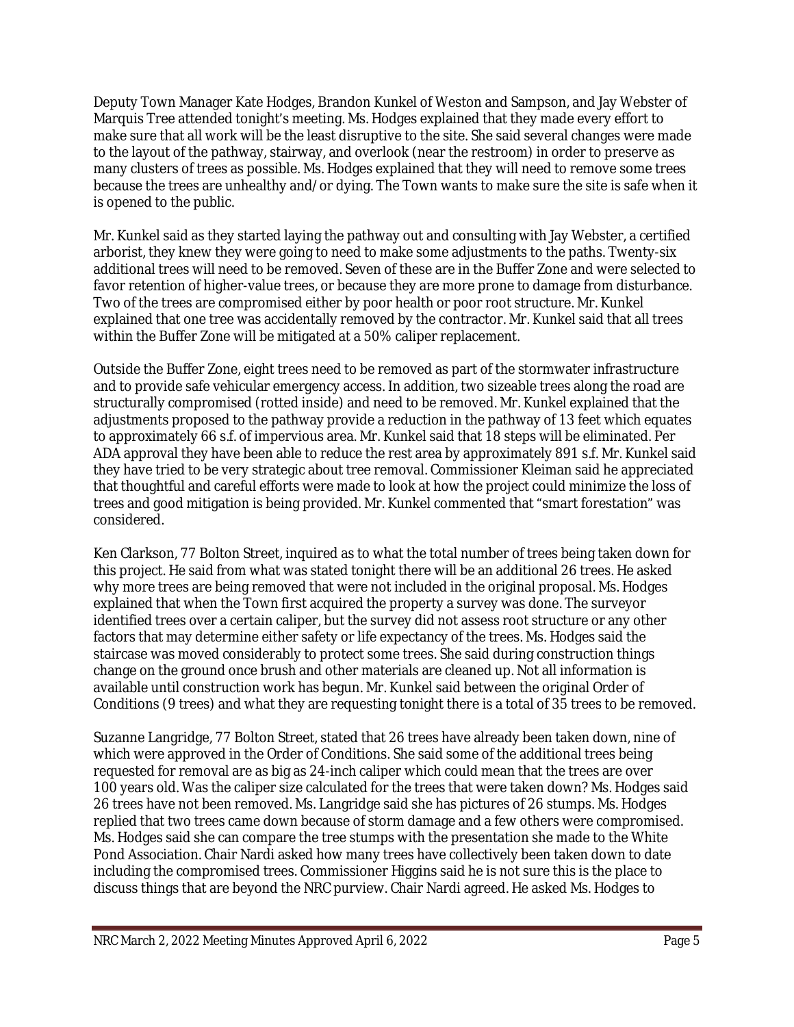Deputy Town Manager Kate Hodges, Brandon Kunkel of Weston and Sampson, and Jay Webster of Marquis Tree attended tonight's meeting. Ms. Hodges explained that they made every effort to make sure that all work will be the least disruptive to the site. She said several changes were made to the layout of the pathway, stairway, and overlook (near the restroom) in order to preserve as many clusters of trees as possible. Ms. Hodges explained that they will need to remove some trees because the trees are unhealthy and/or dying. The Town wants to make sure the site is safe when it is opened to the public.

Mr. Kunkel said as they started laying the pathway out and consulting with Jay Webster, a certified arborist, they knew they were going to need to make some adjustments to the paths. Twenty-six additional trees will need to be removed. Seven of these are in the Buffer Zone and were selected to favor retention of higher-value trees, or because they are more prone to damage from disturbance. Two of the trees are compromised either by poor health or poor root structure. Mr. Kunkel explained that one tree was accidentally removed by the contractor. Mr. Kunkel said that all trees within the Buffer Zone will be mitigated at a 50% caliper replacement.

Outside the Buffer Zone, eight trees need to be removed as part of the stormwater infrastructure and to provide safe vehicular emergency access. In addition, two sizeable trees along the road are structurally compromised (rotted inside) and need to be removed. Mr. Kunkel explained that the adjustments proposed to the pathway provide a reduction in the pathway of 13 feet which equates to approximately 66 s.f. of impervious area. Mr. Kunkel said that 18 steps will be eliminated. Per ADA approval they have been able to reduce the rest area by approximately 891 s.f. Mr. Kunkel said they have tried to be very strategic about tree removal. Commissioner Kleiman said he appreciated that thoughtful and careful efforts were made to look at how the project could minimize the loss of trees and good mitigation is being provided. Mr. Kunkel commented that "smart forestation" was considered.

Ken Clarkson, 77 Bolton Street, inquired as to what the total number of trees being taken down for this project. He said from what was stated tonight there will be an additional 26 trees. He asked why more trees are being removed that were not included in the original proposal. Ms. Hodges explained that when the Town first acquired the property a survey was done. The surveyor identified trees over a certain caliper, but the survey did not assess root structure or any other factors that may determine either safety or life expectancy of the trees. Ms. Hodges said the staircase was moved considerably to protect some trees. She said during construction things change on the ground once brush and other materials are cleaned up. Not all information is available until construction work has begun. Mr. Kunkel said between the original Order of Conditions (9 trees) and what they are requesting tonight there is a total of 35 trees to be removed.

Suzanne Langridge, 77 Bolton Street, stated that 26 trees have already been taken down, nine of which were approved in the Order of Conditions. She said some of the additional trees being requested for removal are as big as 24-inch caliper which could mean that the trees are over 100 years old. Was the caliper size calculated for the trees that were taken down? Ms. Hodges said 26 trees have not been removed. Ms. Langridge said she has pictures of 26 stumps. Ms. Hodges replied that two trees came down because of storm damage and a few others were compromised. Ms. Hodges said she can compare the tree stumps with the presentation she made to the White Pond Association. Chair Nardi asked how many trees have collectively been taken down to date including the compromised trees. Commissioner Higgins said he is not sure this is the place to discuss things that are beyond the NRC purview. Chair Nardi agreed. He asked Ms. Hodges to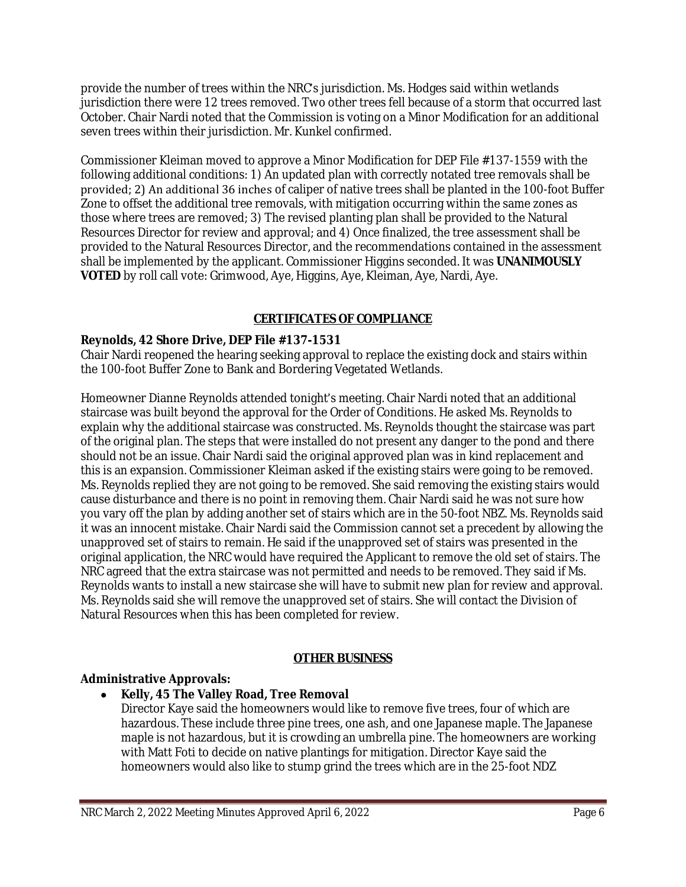provide the number of trees within the NRC's jurisdiction. Ms. Hodges said within wetlands jurisdiction there were 12 trees removed. Two other trees fell because of a storm that occurred last October. Chair Nardi noted that the Commission is voting on a Minor Modification for an additional seven trees within their jurisdiction. Mr. Kunkel confirmed.

Commissioner Kleiman moved to approve a Minor Modification for DEP File #137-1559 with the following additional conditions: 1) An updated plan with correctly notated tree removals shall be provided; 2) An additional 36 inches of caliper of native trees shall be planted in the 100-foot Buffer Zone to offset the additional tree removals, with mitigation occurring within the same zones as those where trees are removed; 3) The revised planting plan shall be provided to the Natural Resources Director for review and approval; and 4) Once finalized, the tree assessment shall be provided to the Natural Resources Director, and the recommendations contained in the assessment shall be implemented by the applicant. Commissioner Higgins seconded. It was **UNANIMOUSLY VOTED** by roll call vote: Grimwood, Aye, Higgins, Aye, Kleiman, Aye, Nardi, Aye.

## CERTIFICATES OF COMPLIANCE

**Reynolds, 42 Shore Drive, DEP File #137-1531**

Chair Nardi reopened the hearing seeking approval to replace the existing dock and stairs within the 100-foot Buffer Zone to Bank and Bordering Vegetated Wetlands.

Homeowner Dianne Reynolds attended tonight's meeting. Chair Nardi noted that an additional staircase was built beyond the approval for the Order of Conditions. He asked Ms. Reynolds to explain why the additional staircase was constructed. Ms. Reynolds thought the staircase was part of the original plan. The steps that were installed do not present any danger to the pond and there should not be an issue. Chair Nardi said the original approved plan was in kind replacement and this is an expansion. Commissioner Kleiman asked if the existing stairs were going to be removed. Ms. Reynolds replied they are not going to be removed. She said removing the existing stairs would cause disturbance and there is no point in removing them. Chair Nardi said he was not sure how you vary off the plan by adding another set of stairs which are in the 50-foot NBZ. Ms. Reynolds said it was an innocent mistake. Chair Nardi said the Commission cannot set a precedent by allowing the unapproved set of stairs to remain. He said if the unapproved set of stairs was presented in the original application, the NRC would have required the Applicant to remove the old set of stairs. The NRC agreed that the extra staircase was not permitted and needs to be removed. They said if Ms. Reynolds wants to install a new staircase she will have to submit new plan for review and approval. Ms. Reynolds said she will remove the unapproved set of stairs. She will contact the Division of Natural Resources when this has been completed for review.

## OTHER BUSINESS

**Administrative Approvals:**

- **Kelly, 45 The Valley Road, Tree Removal**
  Director Kaye said the homeowners would like to remove five trees, four of which are hazardous. These include three pine trees, one ash, and one Japanese maple. The Japanese maple is not hazardous, but it is crowding an umbrella pine. The homeowners are working with Matt Foti to decide on native plantings for mitigation. Director Kaye said the homeowners would also like to stump grind the trees which are in the 25-foot NDZ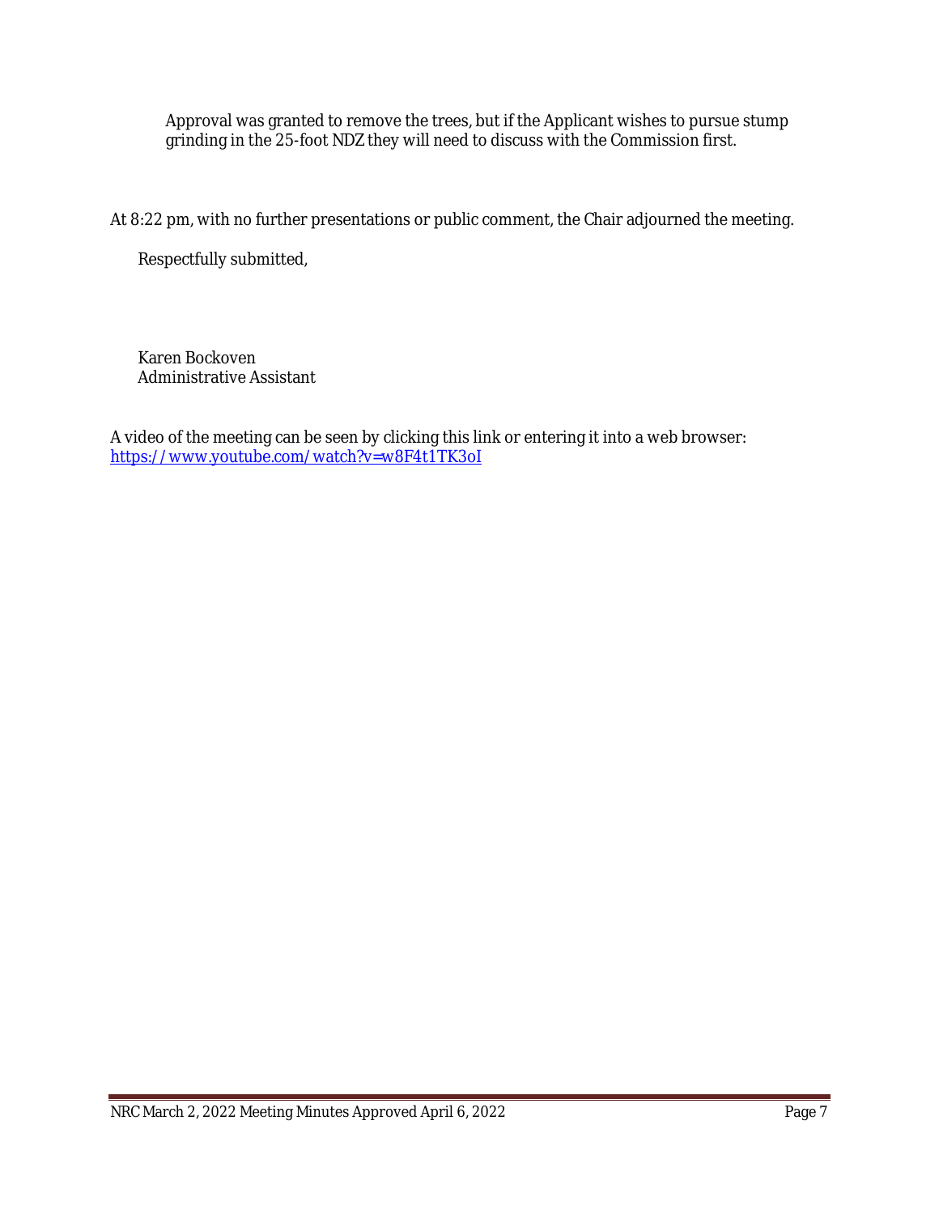Approval was granted to remove the trees, but if the Applicant wishes to pursue stump grinding in the 25-foot NDZ they will need to discuss with the Commission first.

At 8:22 pm, with no further presentations or public comment, the Chair adjourned the meeting.

Respectfully submitted,

Karen Bockoven
Administrative Assistant

A video of the meeting can be seen by clicking this link or entering it into a web browser:
https://www.youtube.com/watch?v=w8F4t1TK3oI